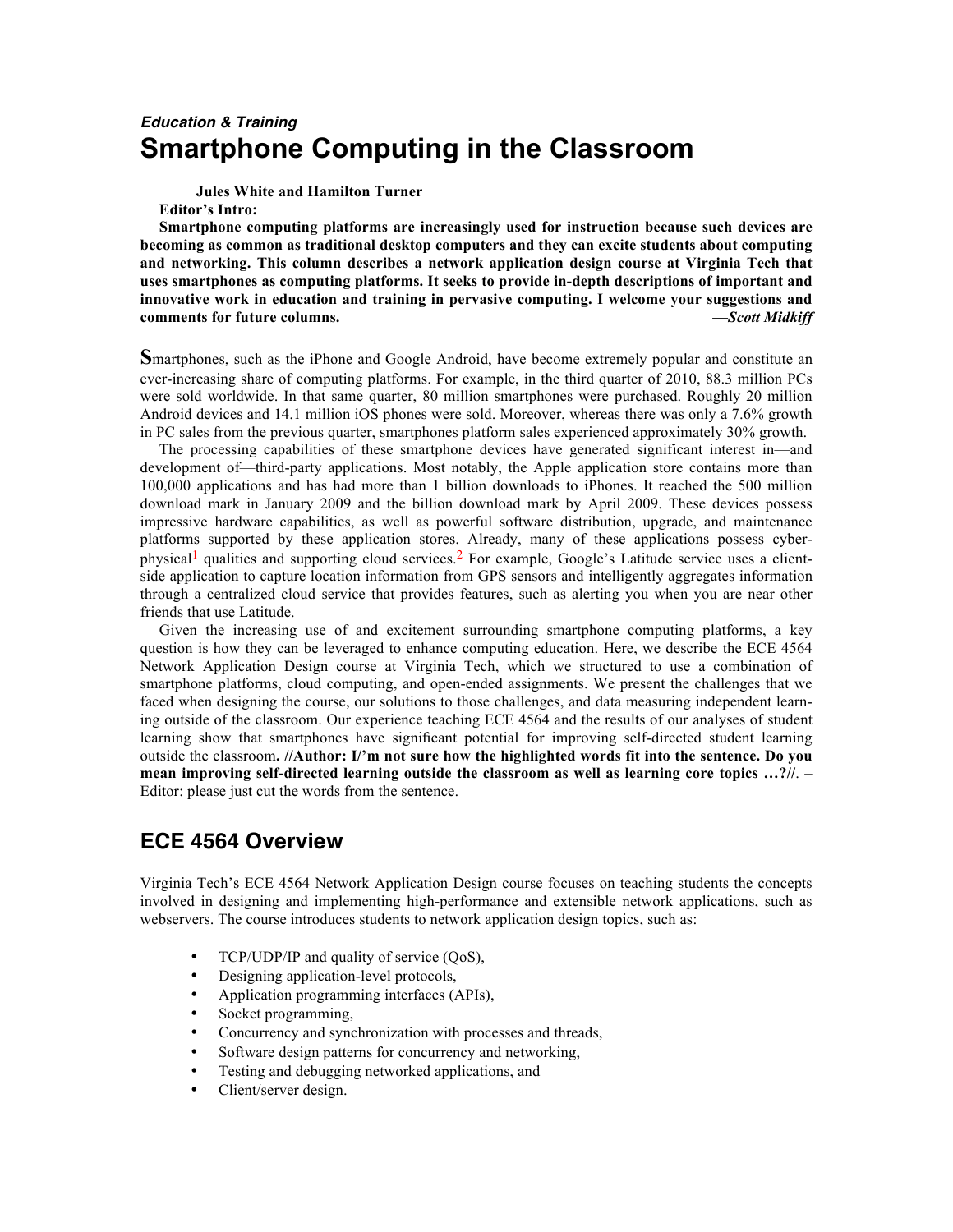*Education & Training*

# Smartphone Computing in the Classroom

**Jules White and Hamilton Turner**

**Editor's Intro:**

**Smartphone computing platforms are increasingly used for instruction because such devices are becoming as common as traditional desktop computers and they can excite students about computing and networking. This column describes a network application design course at Virginia Tech that uses smartphones as computing platforms. It seeks to provide in-depth descriptions of important and innovative work in education and training in pervasive computing. I welcome your suggestions and comments for future columns.** ***—Scott Midkiff***

Smartphones, such as the iPhone and Google Android, have become extremely popular and constitute an ever-increasing share of computing platforms. For example, in the third quarter of 2010, 88.3 million PCs were sold worldwide. In that same quarter, 80 million smartphones were purchased. Roughly 20 million Android devices and 14.1 million iOS phones were sold. Moreover, whereas there was only a 7.6% growth in PC sales from the previous quarter, smartphones platform sales experienced approximately 30% growth.

The processing capabilities of these smartphone devices have generated significant interest in—and development of—third-party applications. Most notably, the Apple application store contains more than 100,000 applications and has had more than 1 billion downloads to iPhones. It reached the 500 million download mark in January 2009 and the billion download mark by April 2009. These devices possess impressive hardware capabilities, as well as powerful software distribution, upgrade, and maintenance platforms supported by these application stores. Already, many of these applications possess cyber-physical[1] qualities and supporting cloud services.[2] For example, Google's Latitude service uses a client-side application to capture location information from GPS sensors and intelligently aggregates information through a centralized cloud service that provides features, such as alerting you when you are near other friends that use Latitude.

Given the increasing use of and excitement surrounding smartphone computing platforms, a key question is how they can be leveraged to enhance computing education. Here, we describe the ECE 4564 Network Application Design course at Virginia Tech, which we structured to use a combination of smartphone platforms, cloud computing, and open-ended assignments. We present the challenges that we faced when designing the course, our solutions to those challenges, and data measuring independent learning outside of the classroom. Our experience teaching ECE 4564 and the results of our analyses of student learning show that smartphones have significant potential for improving self-directed student learning outside the classroom**. //Author: I/'m not sure how the highlighted words fit into the sentence. Do you mean improving self-directed learning outside the classroom as well as learning core topics …?//**. – Editor: please just cut the words from the sentence.

## ECE 4564 Overview

Virginia Tech's ECE 4564 Network Application Design course focuses on teaching students the concepts involved in designing and implementing high-performance and extensible network applications, such as webservers. The course introduces students to network application design topics, such as:

- TCP/UDP/IP and quality of service (QoS),
- Designing application-level protocols,
- Application programming interfaces (APIs),
- Socket programming,
- Concurrency and synchronization with processes and threads,
- Software design patterns for concurrency and networking,
- Testing and debugging networked applications, and
- Client/server design.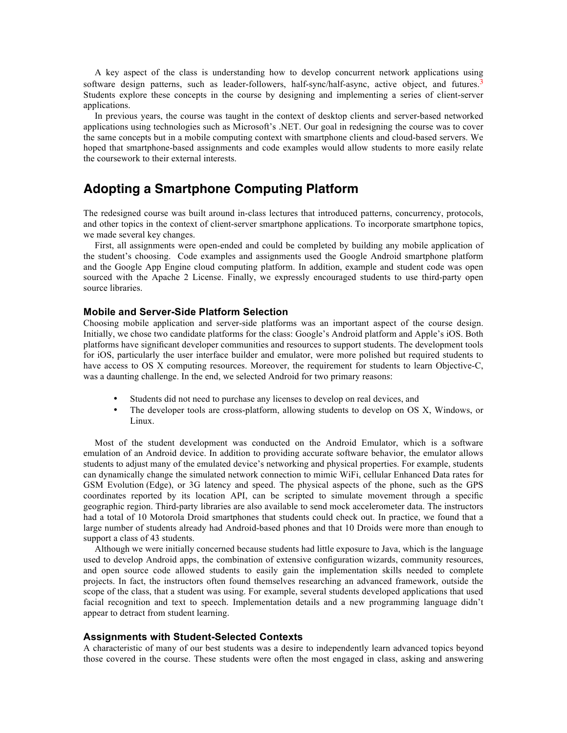A key aspect of the class is understanding how to develop concurrent network applications using software design patterns, such as leader-followers, half-sync/half-async, active object, and futures.[3] Students explore these concepts in the course by designing and implementing a series of client-server applications.

In previous years, the course was taught in the context of desktop clients and server-based networked applications using technologies such as Microsoft's .NET. Our goal in redesigning the course was to cover the same concepts but in a mobile computing context with smartphone clients and cloud-based servers. We hoped that smartphone-based assignments and code examples would allow students to more easily relate the coursework to their external interests.

## Adopting a Smartphone Computing Platform

The redesigned course was built around in-class lectures that introduced patterns, concurrency, protocols, and other topics in the context of client-server smartphone applications. To incorporate smartphone topics, we made several key changes.

First, all assignments were open-ended and could be completed by building any mobile application of the student's choosing. Code examples and assignments used the Google Android smartphone platform and the Google App Engine cloud computing platform. In addition, example and student code was open sourced with the Apache 2 License. Finally, we expressly encouraged students to use third-party open source libraries.

### Mobile and Server-Side Platform Selection

Choosing mobile application and server-side platforms was an important aspect of the course design. Initially, we chose two candidate platforms for the class: Google's Android platform and Apple's iOS. Both platforms have significant developer communities and resources to support students. The development tools for iOS, particularly the user interface builder and emulator, were more polished but required students to have access to OS X computing resources. Moreover, the requirement for students to learn Objective-C, was a daunting challenge. In the end, we selected Android for two primary reasons:

- Students did not need to purchase any licenses to develop on real devices, and
- The developer tools are cross-platform, allowing students to develop on OS X, Windows, or Linux.

Most of the student development was conducted on the Android Emulator, which is a software emulation of an Android device. In addition to providing accurate software behavior, the emulator allows students to adjust many of the emulated device's networking and physical properties. For example, students can dynamically change the simulated network connection to mimic WiFi, cellular Enhanced Data rates for GSM Evolution (Edge), or 3G latency and speed. The physical aspects of the phone, such as the GPS coordinates reported by its location API, can be scripted to simulate movement through a specific geographic region. Third-party libraries are also available to send mock accelerometer data. The instructors had a total of 10 Motorola Droid smartphones that students could check out. In practice, we found that a large number of students already had Android-based phones and that 10 Droids were more than enough to support a class of 43 students.

Although we were initially concerned because students had little exposure to Java, which is the language used to develop Android apps, the combination of extensive configuration wizards, community resources, and open source code allowed students to easily gain the implementation skills needed to complete projects. In fact, the instructors often found themselves researching an advanced framework, outside the scope of the class, that a student was using. For example, several students developed applications that used facial recognition and text to speech. Implementation details and a new programming language didn't appear to detract from student learning.

### Assignments with Student-Selected Contexts

A characteristic of many of our best students was a desire to independently learn advanced topics beyond those covered in the course. These students were often the most engaged in class, asking and answering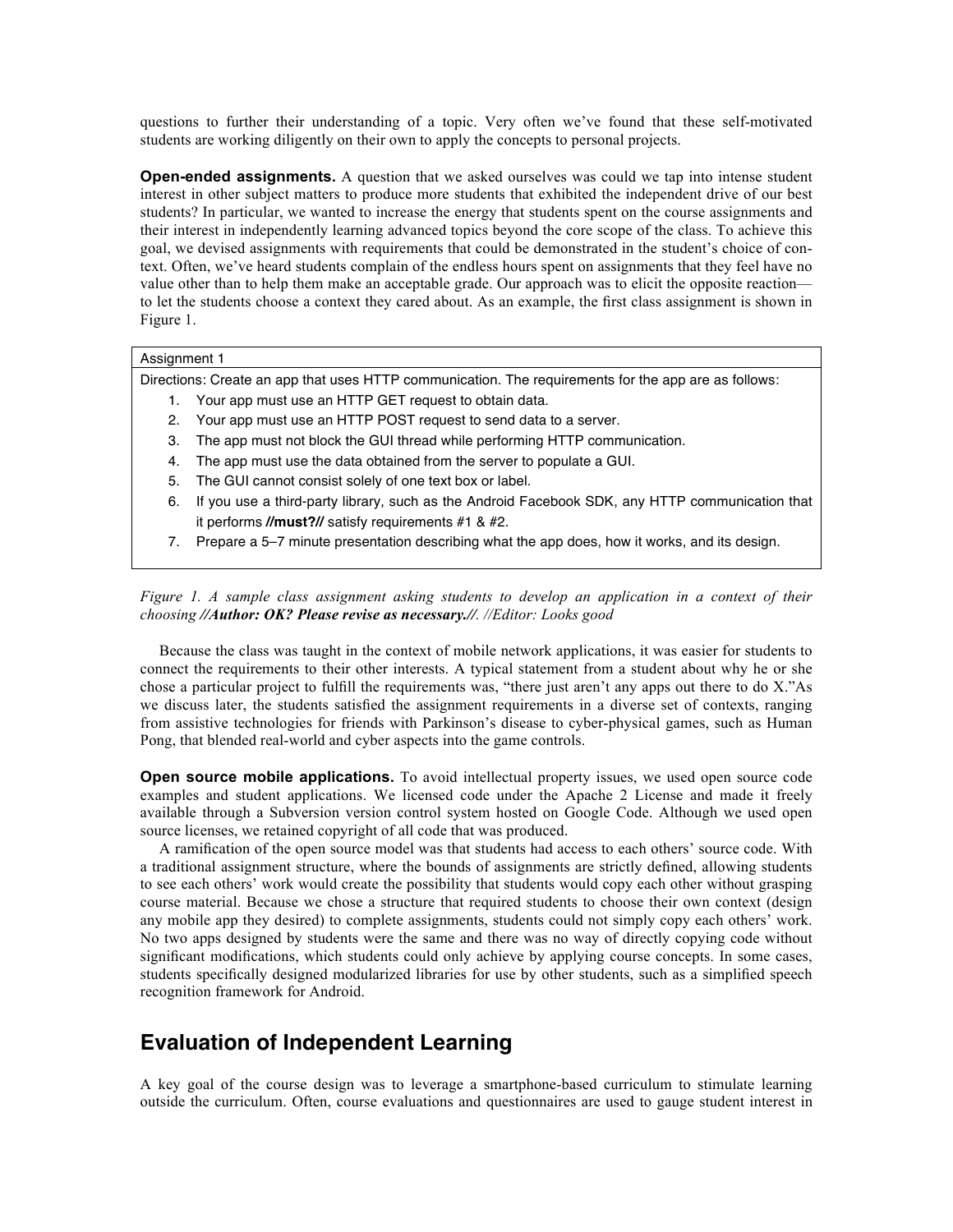questions to further their understanding of a topic. Very often we've found that these self-motivated students are working diligently on their own to apply the concepts to personal projects.

**Open-ended assignments.** A question that we asked ourselves was could we tap into intense student interest in other subject matters to produce more students that exhibited the independent drive of our best students? In particular, we wanted to increase the energy that students spent on the course assignments and their interest in independently learning advanced topics beyond the core scope of the class. To achieve this goal, we devised assignments with requirements that could be demonstrated in the student's choice of context. Often, we've heard students complain of the endless hours spent on assignments that they feel have no value other than to help them make an acceptable grade. Our approach was to elicit the opposite reaction—to let the students choose a context they cared about. As an example, the first class assignment is shown in Figure 1.

| Assignment 1 |
|---|
| Directions: Create an app that uses HTTP communication. The requirements for the app are as follows:<br>1. Your app must use an HTTP GET request to obtain data.<br>2. Your app must use an HTTP POST request to send data to a server.<br>3. The app must not block the GUI thread while performing HTTP communication.<br>4. The app must use the data obtained from the server to populate a GUI.<br>5. The GUI cannot consist solely of one text box or label.<br>6. If you use a third-party library, such as the Android Facebook SDK, any HTTP communication that it performs **//must?//** satisfy requirements #1 & #2.<br>7. Prepare a 5–7 minute presentation describing what the app does, how it works, and its design. |

*Figure 1. A sample class assignment asking students to develop an application in a context of their choosing* ***//Author: OK? Please revise as necessary.//****. //Editor: Looks good*

Because the class was taught in the context of mobile network applications, it was easier for students to connect the requirements to their other interests. A typical statement from a student about why he or she chose a particular project to fulfill the requirements was, "there just aren't any apps out there to do X."As we discuss later, the students satisfied the assignment requirements in a diverse set of contexts, ranging from assistive technologies for friends with Parkinson's disease to cyber-physical games, such as Human Pong, that blended real-world and cyber aspects into the game controls.

**Open source mobile applications.** To avoid intellectual property issues, we used open source code examples and student applications. We licensed code under the Apache 2 License and made it freely available through a Subversion version control system hosted on Google Code. Although we used open source licenses, we retained copyright of all code that was produced.

A ramification of the open source model was that students had access to each others' source code. With a traditional assignment structure, where the bounds of assignments are strictly defined, allowing students to see each others' work would create the possibility that students would copy each other without grasping course material. Because we chose a structure that required students to choose their own context (design any mobile app they desired) to complete assignments, students could not simply copy each others' work. No two apps designed by students were the same and there was no way of directly copying code without significant modifications, which students could only achieve by applying course concepts. In some cases, students specifically designed modularized libraries for use by other students, such as a simplified speech recognition framework for Android.

## Evaluation of Independent Learning

A key goal of the course design was to leverage a smartphone-based curriculum to stimulate learning outside the curriculum. Often, course evaluations and questionnaires are used to gauge student interest in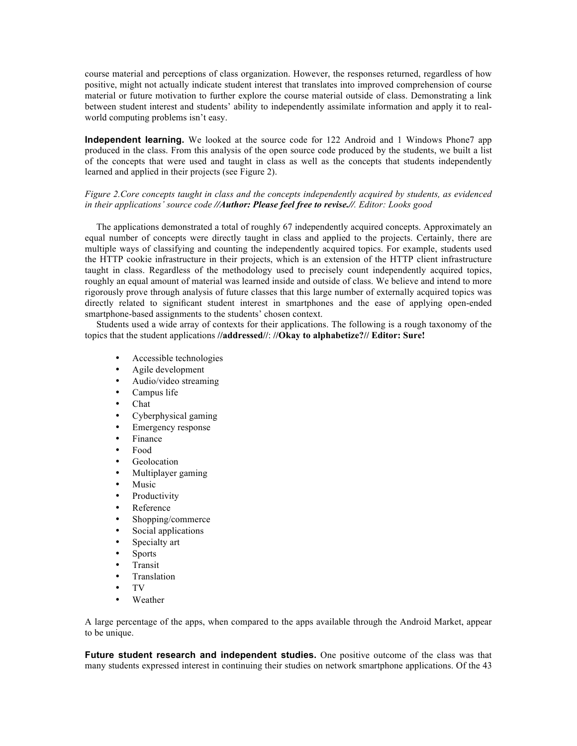course material and perceptions of class organization. However, the responses returned, regardless of how positive, might not actually indicate student interest that translates into improved comprehension of course material or future motivation to further explore the course material outside of class. Demonstrating a link between student interest and students' ability to independently assimilate information and apply it to real-world computing problems isn't easy.

**Independent learning.** We looked at the source code for 122 Android and 1 Windows Phone7 app produced in the class. From this analysis of the open source code produced by the students, we built a list of the concepts that were used and taught in class as well as the concepts that students independently learned and applied in their projects (see Figure 2).

*Figure 2.Core concepts taught in class and the concepts independently acquired by students, as evidenced in their applications' source code **//Author: Please feel free to revise.//**. Editor: Looks good*

The applications demonstrated a total of roughly 67 independently acquired concepts. Approximately an equal number of concepts were directly taught in class and applied to the projects. Certainly, there are multiple ways of classifying and counting the independently acquired topics. For example, students used the HTTP cookie infrastructure in their projects, which is an extension of the HTTP client infrastructure taught in class. Regardless of the methodology used to precisely count independently acquired topics, roughly an equal amount of material was learned inside and outside of class. We believe and intend to more rigorously prove through analysis of future classes that this large number of externally acquired topics was directly related to significant student interest in smartphones and the ease of applying open-ended smartphone-based assignments to the students' chosen context.

Students used a wide array of contexts for their applications. The following is a rough taxonomy of the topics that the student applications **//addressed//**: **//Okay to alphabetize?// Editor: Sure!**

- Accessible technologies
- Agile development
- Audio/video streaming
- Campus life
- Chat
- Cyberphysical gaming
- Emergency response
- Finance
- Food
- Geolocation
- Multiplayer gaming
- Music
- Productivity
- Reference
- Shopping/commerce
- Social applications
- Specialty art
- Sports
- Transit
- Translation
- TV
- Weather

A large percentage of the apps, when compared to the apps available through the Android Market, appear to be unique.

**Future student research and independent studies.** One positive outcome of the class was that many students expressed interest in continuing their studies on network smartphone applications. Of the 43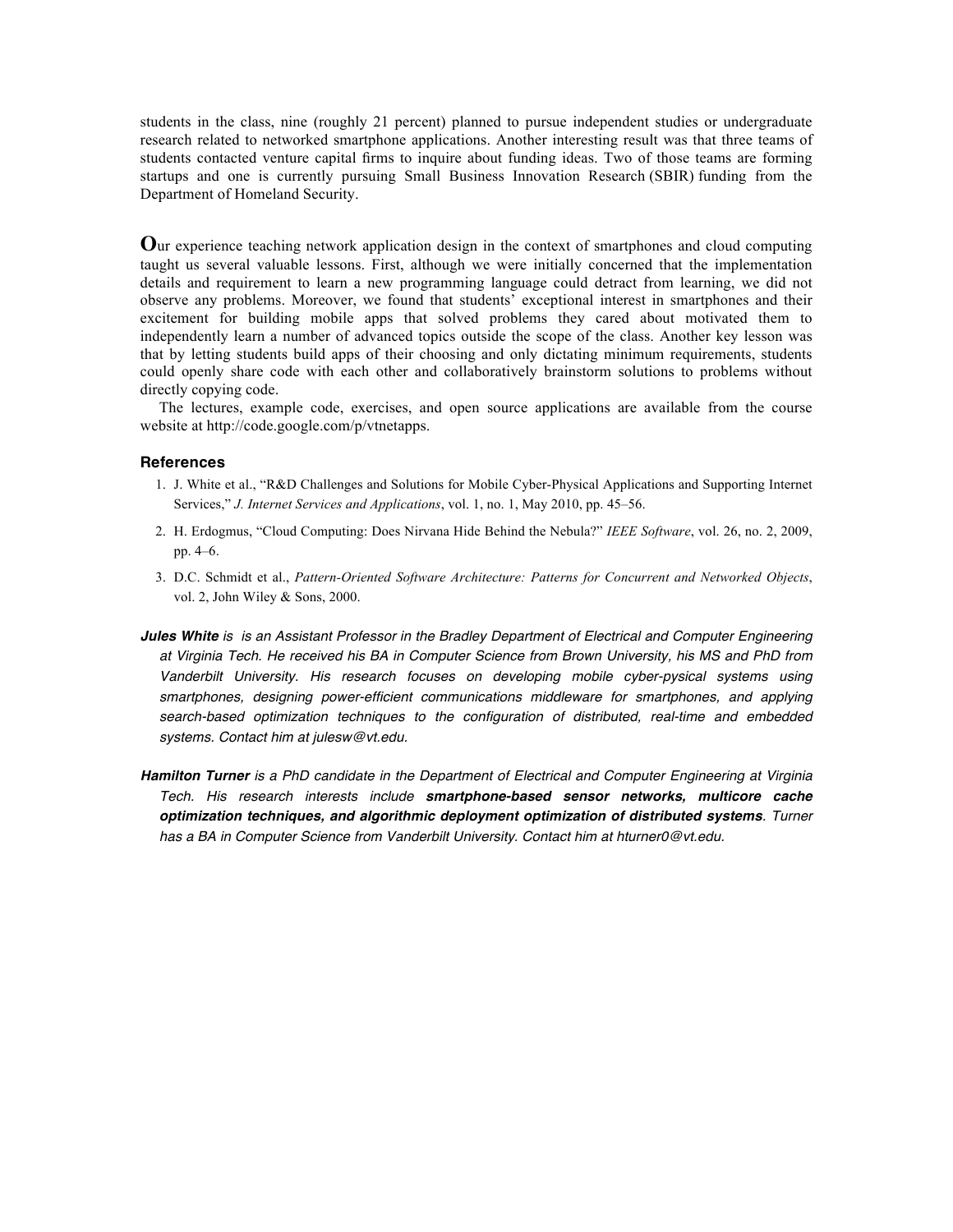students in the class, nine (roughly 21 percent) planned to pursue independent studies or undergraduate research related to networked smartphone applications. Another interesting result was that three teams of students contacted venture capital firms to inquire about funding ideas. Two of those teams are forming startups and one is currently pursuing Small Business Innovation Research (SBIR) funding from the Department of Homeland Security.

**O**ur experience teaching network application design in the context of smartphones and cloud computing taught us several valuable lessons. First, although we were initially concerned that the implementation details and requirement to learn a new programming language could detract from learning, we did not observe any problems. Moreover, we found that students' exceptional interest in smartphones and their excitement for building mobile apps that solved problems they cared about motivated them to independently learn a number of advanced topics outside the scope of the class. Another key lesson was that by letting students build apps of their choosing and only dictating minimum requirements, students could openly share code with each other and collaboratively brainstorm solutions to problems without directly copying code.

The lectures, example code, exercises, and open source applications are available from the course website at http://code.google.com/p/vtnetapps.

### References

1. J. White et al., "R&D Challenges and Solutions for Mobile Cyber-Physical Applications and Supporting Internet Services," *J. Internet Services and Applications*, vol. 1, no. 1, May 2010, pp. 45–56.
2. H. Erdogmus, "Cloud Computing: Does Nirvana Hide Behind the Nebula?" *IEEE Software*, vol. 26, no. 2, 2009, pp. 4–6.
3. D.C. Schmidt et al., *Pattern-Oriented Software Architecture: Patterns for Concurrent and Networked Objects*, vol. 2, John Wiley & Sons, 2000.

***Jules White*** *is is an Assistant Professor in the Bradley Department of Electrical and Computer Engineering at Virginia Tech. He received his BA in Computer Science from Brown University, his MS and PhD from Vanderbilt University. His research focuses on developing mobile cyber-pysical systems using smartphones, designing power-efficient communications middleware for smartphones, and applying search-based optimization techniques to the configuration of distributed, real-time and embedded systems. Contact him at julesw@vt.edu.*

***Hamilton Turner*** *is a PhD candidate in the Department of Electrical and Computer Engineering at Virginia Tech. His research interests include* ***smartphone-based sensor networks, multicore cache optimization techniques, and algorithmic deployment optimization of distributed systems****. Turner has a BA in Computer Science from Vanderbilt University. Contact him at hturner0@vt.edu.*